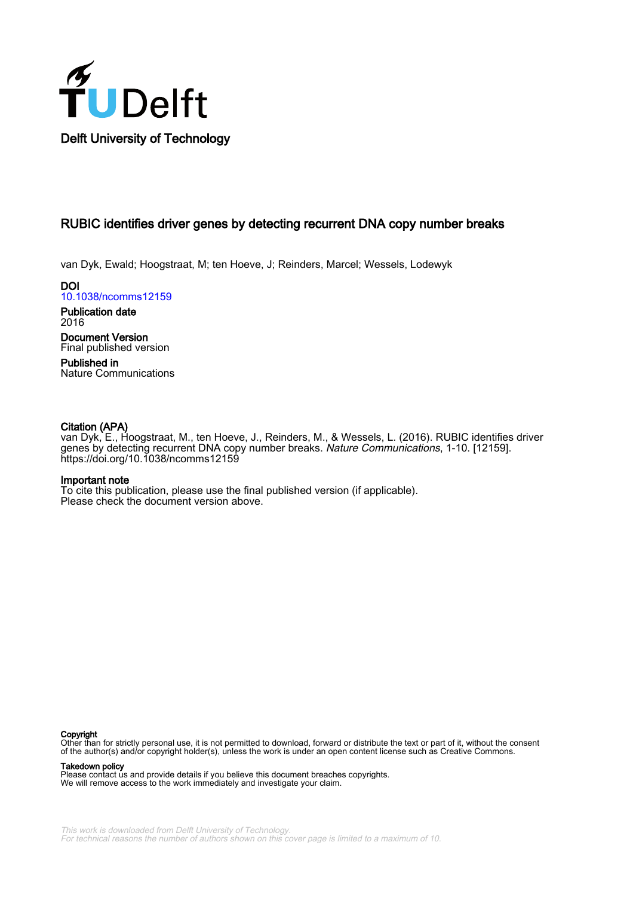Delft University of Technology

# RUBIC identifies driver genes by detecting recurrent DNA copy number breaks

van Dyk, Ewald; Hoogstraat, M; ten Hoeve, J; Reinders, Marcel; Wessels, Lodewyk

**DOI**
10.1038/ncomms12159

**Publication date**
2016

**Document Version**
Final published version

**Published in**
Nature Communications

**Citation (APA)**
van Dyk, E., Hoogstraat, M., ten Hoeve, J., Reinders, M., & Wessels, L. (2016). RUBIC identifies driver genes by detecting recurrent DNA copy number breaks. *Nature Communications*, 1-10. [12159]. https://doi.org/10.1038/ncomms12159

**Important note**
To cite this publication, please use the final published version (if applicable).
Please check the document version above.

**Copyright**
Other than for strictly personal use, it is not permitted to download, forward or distribute the text or part of it, without the consent of the author(s) and/or copyright holder(s), unless the work is under an open content license such as Creative Commons.

**Takedown policy**
Please contact us and provide details if you believe this document breaches copyrights.
We will remove access to the work immediately and investigate your claim.

This work is downloaded from Delft University of Technology.
For technical reasons the number of authors shown on this cover page is limited to a maximum of 10.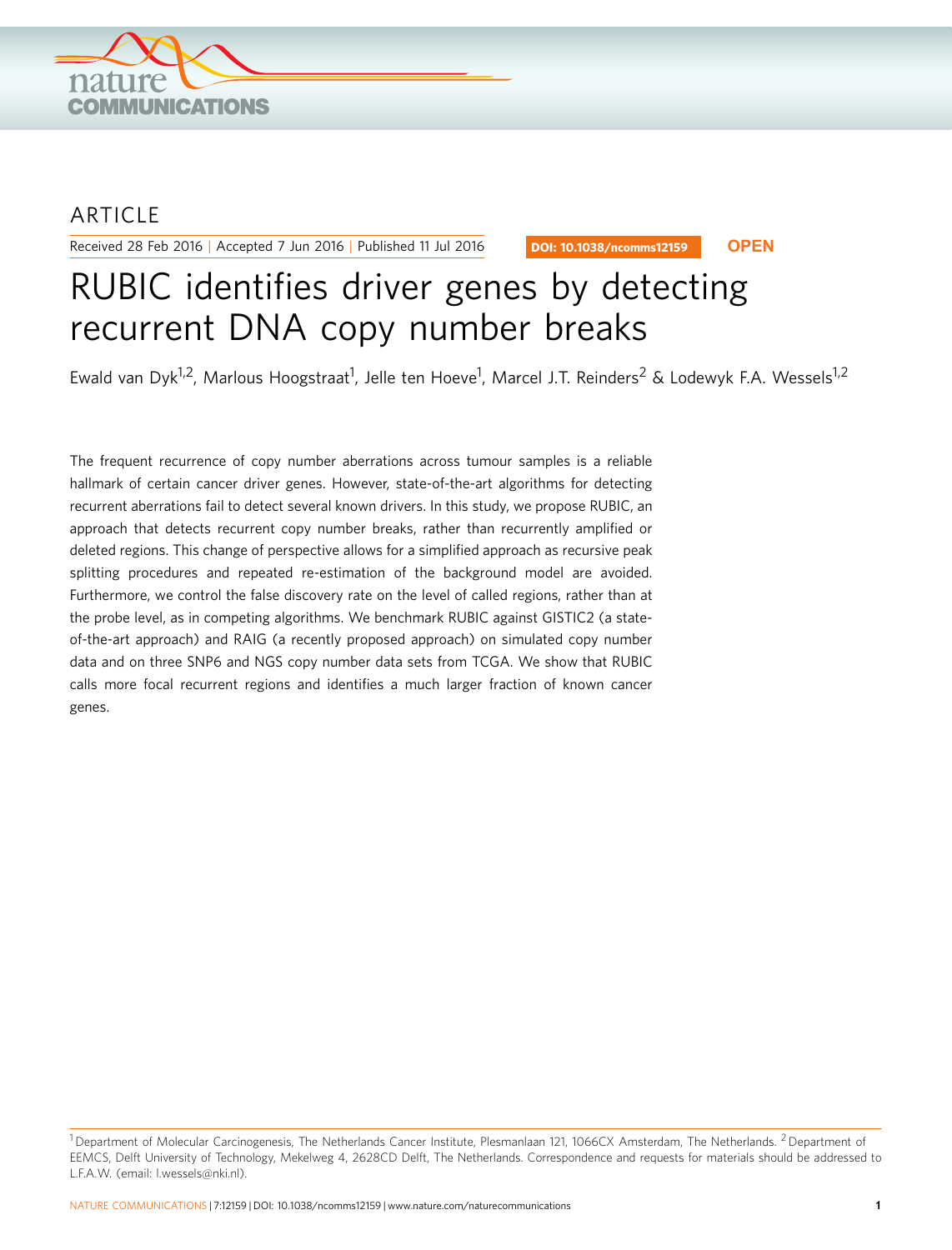ARTICLE

# RUBIC identifies driver genes by detecting recurrent DNA copy number breaks

Ewald van Dyk[1,2], Marlous Hoogstraat[1], Jelle ten Hoeve[1], Marcel J.T. Reinders[2] & Lodewyk F.A. Wessels[1,2]

The frequent recurrence of copy number aberrations across tumour samples is a reliable hallmark of certain cancer driver genes. However, state-of-the-art algorithms for detecting recurrent aberrations fail to detect several known drivers. In this study, we propose RUBIC, an approach that detects recurrent copy number breaks, rather than recurrently amplified or deleted regions. This change of perspective allows for a simplified approach as recursive peak splitting procedures and repeated re-estimation of the background model are avoided. Furthermore, we control the false discovery rate on the level of called regions, rather than at the probe level, as in competing algorithms. We benchmark RUBIC against GISTIC2 (a state-of-the-art approach) and RAIG (a recently proposed approach) on simulated copy number data and on three SNP6 and NGS copy number data sets from TCGA. We show that RUBIC calls more focal recurrent regions and identifies a much larger fraction of known cancer genes.

[1] Department of Molecular Carcinogenesis, The Netherlands Cancer Institute, Plesmanlaan 121, 1066CX Amsterdam, The Netherlands. [2] Department of EEMCS, Delft University of Technology, Mekelweg 4, 2628CD Delft, The Netherlands. Correspondence and requests for materials should be addressed to L.F.A.W. (email: l.wessels@nki.nl).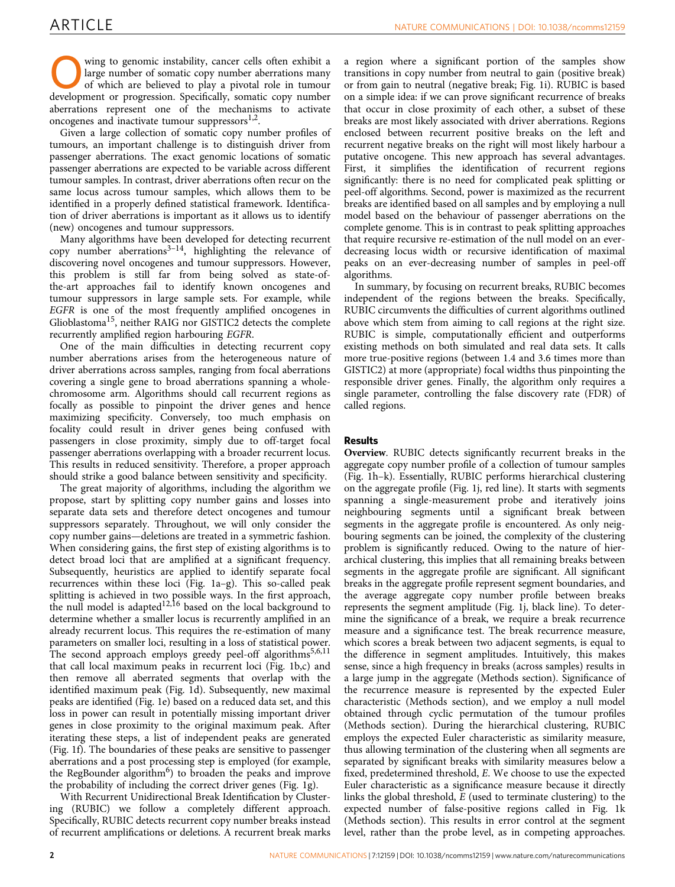Owing to genomic instability, cancer cells often exhibit a large number of somatic copy number aberrations many of which are believed to play a pivotal role in tumour development or progression. Specifically, somatic copy number aberrations represent one of the mechanisms to activate oncogenes and inactivate tumour suppressors[1,2].

Given a large collection of somatic copy number profiles of tumours, an important challenge is to distinguish driver from passenger aberrations. The exact genomic locations of somatic passenger aberrations are expected to be variable across different tumour samples. In contrast, driver aberrations often recur on the same locus across tumour samples, which allows them to be identified in a properly defined statistical framework. Identification of driver aberrations is important as it allows us to identify (new) oncogenes and tumour suppressors.

Many algorithms have been developed for detecting recurrent copy number aberrations[3–14], highlighting the relevance of discovering novel oncogenes and tumour suppressors. However, this problem is still far from being solved as state-of-the-art approaches fail to identify known oncogenes and tumour suppressors in large sample sets. For example, while *EGFR* is one of the most frequently amplified oncogenes in Glioblastoma[15], neither RAIG nor GISTIC2 detects the complete recurrently amplified region harbouring *EGFR*.

One of the main difficulties in detecting recurrent copy number aberrations arises from the heterogeneous nature of driver aberrations across samples, ranging from focal aberrations covering a single gene to broad aberrations spanning a whole-chromosome arm. Algorithms should call recurrent regions as focally as possible to pinpoint the driver genes and hence maximizing specificity. Conversely, too much emphasis on focality could result in driver genes being confused with passengers in close proximity, simply due to off-target focal passenger aberrations overlapping with a broader recurrent locus. This results in reduced sensitivity. Therefore, a proper approach should strike a good balance between sensitivity and specificity.

The great majority of algorithms, including the algorithm we propose, start by splitting copy number gains and losses into separate data sets and therefore detect oncogenes and tumour suppressors separately. Throughout, we will only consider the copy number gains—deletions are treated in a symmetric fashion. When considering gains, the first step of existing algorithms is to detect broad loci that are amplified at a significant frequency. Subsequently, heuristics are applied to identify separate focal recurrences within these loci (Fig. 1a–g). This so-called peak splitting is achieved in two possible ways. In the first approach, the null model is adapted[12,16] based on the local background to determine whether a smaller locus is recurrently amplified in an already recurrent locus. This requires the re-estimation of many parameters on smaller loci, resulting in a loss of statistical power. The second approach employs greedy peel-off algorithms[5,6,11] that call local maximum peaks in recurrent loci (Fig. 1b,c) and then remove all aberrated segments that overlap with the identified maximum peak (Fig. 1d). Subsequently, new maximal peaks are identified (Fig. 1e) based on a reduced data set, and this loss in power can result in potentially missing important driver genes in close proximity to the original maximum peak. After iterating these steps, a list of independent peaks are generated (Fig. 1f). The boundaries of these peaks are sensitive to passenger aberrations and a post processing step is employed (for example, the RegBounder algorithm[6]) to broaden the peaks and improve the probability of including the correct driver genes (Fig. 1g).

With Recurrent Unidirectional Break Identification by Clustering (RUBIC) we follow a completely different approach. Specifically, RUBIC detects recurrent copy number breaks instead of recurrent amplifications or deletions. A recurrent break marks a region where a significant portion of the samples show transitions in copy number from neutral to gain (positive break) or from gain to neutral (negative break; Fig. 1i). RUBIC is based on a simple idea: if we can prove significant recurrence of breaks that occur in close proximity of each other, a subset of these breaks are most likely associated with driver aberrations. Regions enclosed between recurrent positive breaks on the left and recurrent negative breaks on the right will most likely harbour a putative oncogene. This new approach has several advantages. First, it simplifies the identification of recurrent regions significantly: there is no need for complicated peak splitting or peel-off algorithms. Second, power is maximized as the recurrent breaks are identified based on all samples and by employing a null model based on the behaviour of passenger aberrations on the complete genome. This is in contrast to peak splitting approaches that require recursive re-estimation of the null model on an ever-decreasing locus width or recursive identification of maximal peaks on an ever-decreasing number of samples in peel-off algorithms.

In summary, by focusing on recurrent breaks, RUBIC becomes independent of the regions between the breaks. Specifically, RUBIC circumvents the difficulties of current algorithms outlined above which stem from aiming to call regions at the right size. RUBIC is simple, computationally efficient and outperforms existing methods on both simulated and real data sets. It calls more true-positive regions (between 1.4 and 3.6 times more than GISTIC2) at more (appropriate) focal widths thus pinpointing the responsible driver genes. Finally, the algorithm only requires a single parameter, controlling the false discovery rate (FDR) of called regions.

## Results

**Overview**. RUBIC detects significantly recurrent breaks in the aggregate copy number profile of a collection of tumour samples (Fig. 1h–k). Essentially, RUBIC performs hierarchical clustering on the aggregate profile (Fig. 1j, red line). It starts with segments spanning a single-measurement probe and iteratively joins neighbouring segments until a significant break between segments in the aggregate profile is encountered. As only neigbouring segments can be joined, the complexity of the clustering problem is significantly reduced. Owing to the nature of hierarchical clustering, this implies that all remaining breaks between segments in the aggregate profile are significant. All significant breaks in the aggregate profile represent segment boundaries, and the average aggregate copy number profile between breaks represents the segment amplitude (Fig. 1j, black line). To determine the significance of a break, we require a break recurrence measure and a significance test. The break recurrence measure, which scores a break between two adjacent segments, is equal to the difference in segment amplitudes. Intuitively, this makes sense, since a high frequency in breaks (across samples) results in a large jump in the aggregate (Methods section). Significance of the recurrence measure is represented by the expected Euler characteristic (Methods section), and we employ a null model obtained through cyclic permutation of the tumour profiles (Methods section). During the hierarchical clustering, RUBIC employs the expected Euler characteristic as similarity measure, thus allowing termination of the clustering when all segments are separated by significant breaks with similarity measures below a fixed, predetermined threshold, $E$. We choose to use the expected Euler characteristic as a significance measure because it directly links the global threshold, $E$ (used to terminate clustering) to the expected number of false-positive regions called in Fig. 1k (Methods section). This results in error control at the segment level, rather than the probe level, as in competing approaches.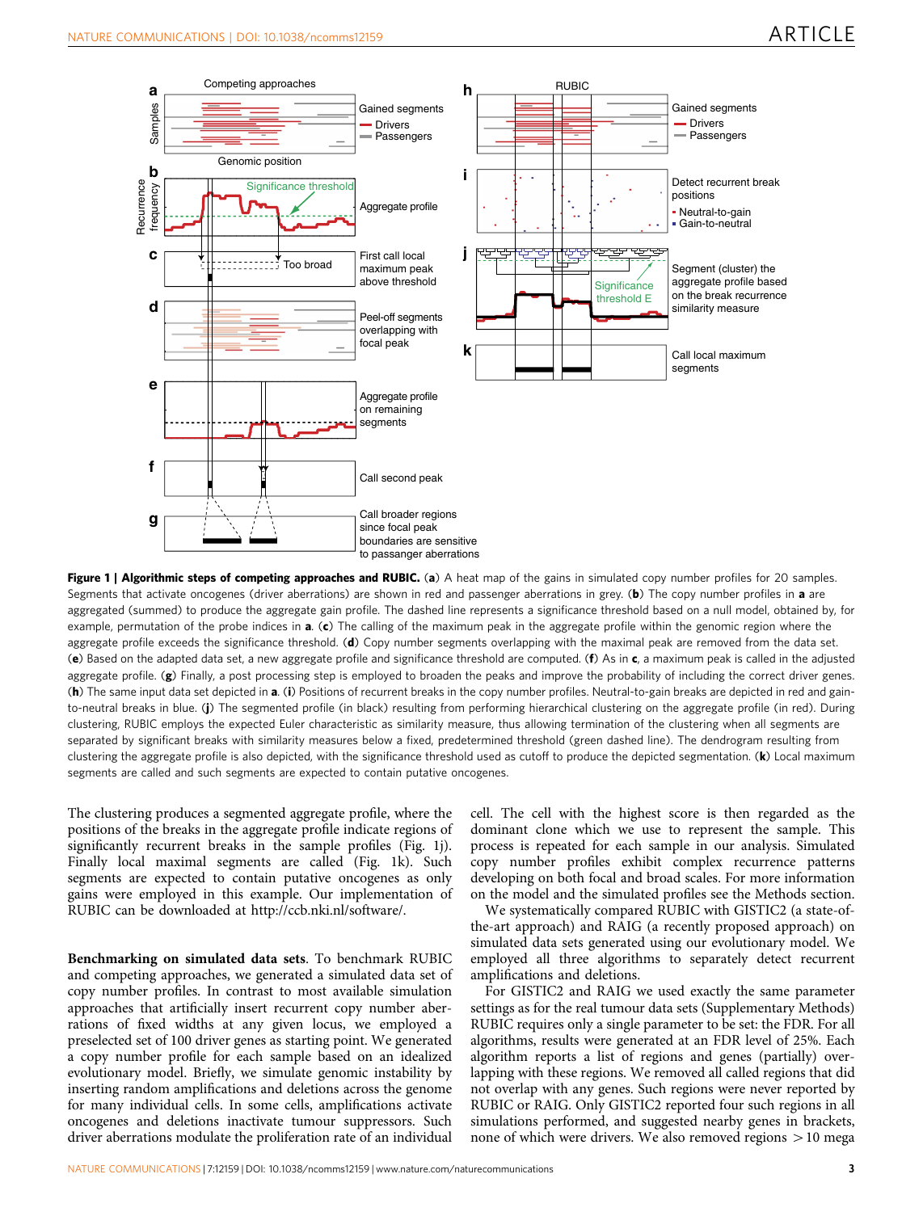Competing approaches

a

Samples

Genomic position

Gained segments

Drivers

Passengers

b

Recurrence frequency

Significance threshold

Aggregate profile

c

Too broad

First call local maximum peak above threshold

d

Peel-off segments overlapping with focal peak

e

Aggregate profile on remaining segments

f

Call second peak

g

Call broader regions since focal peak boundaries are sensitive to passanger aberrations

RUBIC

h

Gained segments

Drivers

Passengers

i

Detect recurrent break positions

Neutral-to-gain

Gain-to-neutral

j

Significance threshold E

Segment (cluster) the aggregate profile based on the break recurrence similarity measure

k

Call local maximum segments

**Figure 1 | Algorithmic steps of competing approaches and RUBIC.** (**a**) A heat map of the gains in simulated copy number profiles for 20 samples. Segments that activate oncogenes (driver aberrations) are shown in red and passenger aberrations in grey. (**b**) The copy number profiles in **a** are aggregated (summed) to produce the aggregate gain profile. The dashed line represents a significance threshold based on a null model, obtained by, for example, permutation of the probe indices in **a**. (**c**) The calling of the maximum peak in the aggregate profile within the genomic region where the aggregate profile exceeds the significance threshold. (**d**) Copy number segments overlapping with the maximal peak are removed from the data set. (**e**) Based on the adapted data set, a new aggregate profile and significance threshold are computed. (**f**) As in **c**, a maximum peak is called in the adjusted aggregate profile. (**g**) Finally, a post processing step is employed to broaden the peaks and improve the probability of including the correct driver genes. (**h**) The same input data set depicted in **a**. (**i**) Positions of recurrent breaks in the copy number profiles. Neutral-to-gain breaks are depicted in red and gain-to-neutral breaks in blue. (**j**) The segmented profile (in black) resulting from performing hierarchical clustering on the aggregate profile (in red). During clustering, RUBIC employs the expected Euler characteristic as similarity measure, thus allowing termination of the clustering when all segments are separated by significant breaks with similarity measures below a fixed, predetermined threshold (green dashed line). The dendrogram resulting from clustering the aggregate profile is also depicted, with the significance threshold used as cutoff to produce the depicted segmentation. (**k**) Local maximum segments are called and such segments are expected to contain putative oncogenes.

The clustering produces a segmented aggregate profile, where the positions of the breaks in the aggregate profile indicate regions of significantly recurrent breaks in the sample profiles (Fig. 1j). Finally local maximal segments are called (Fig. 1k). Such segments are expected to contain putative oncogenes as only gains were employed in this example. Our implementation of RUBIC can be downloaded at http://ccb.nki.nl/software/.

**Benchmarking on simulated data sets**. To benchmark RUBIC and competing approaches, we generated a simulated data set of copy number profiles. In contrast to most available simulation approaches that artificially insert recurrent copy number aberrations of fixed widths at any given locus, we employed a preselected set of 100 driver genes as starting point. We generated a copy number profile for each sample based on an idealized evolutionary model. Briefly, we simulate genomic instability by inserting random amplifications and deletions across the genome for many individual cells. In some cells, amplifications activate oncogenes and deletions inactivate tumour suppressors. Such driver aberrations modulate the proliferation rate of an individual cell. The cell with the highest score is then regarded as the dominant clone which we use to represent the sample. This process is repeated for each sample in our analysis. Simulated copy number profiles exhibit complex recurrence patterns developing on both focal and broad scales. For more information on the model and the simulated profiles see the Methods section.

We systematically compared RUBIC with GISTIC2 (a state-of-the-art approach) and RAIG (a recently proposed approach) on simulated data sets generated using our evolutionary model. We employed all three algorithms to separately detect recurrent amplifications and deletions.

For GISTIC2 and RAIG we used exactly the same parameter settings as for the real tumour data sets (Supplementary Methods) RUBIC requires only a single parameter to be set: the FDR. For all algorithms, results were generated at an FDR level of 25%. Each algorithm reports a list of regions and genes (partially) overlapping with these regions. We removed all called regions that did not overlap with any genes. Such regions were never reported by RUBIC or RAIG. Only GISTIC2 reported four such regions in all simulations performed, and suggested nearby genes in brackets, none of which were drivers. We also removed regions $>10$ mega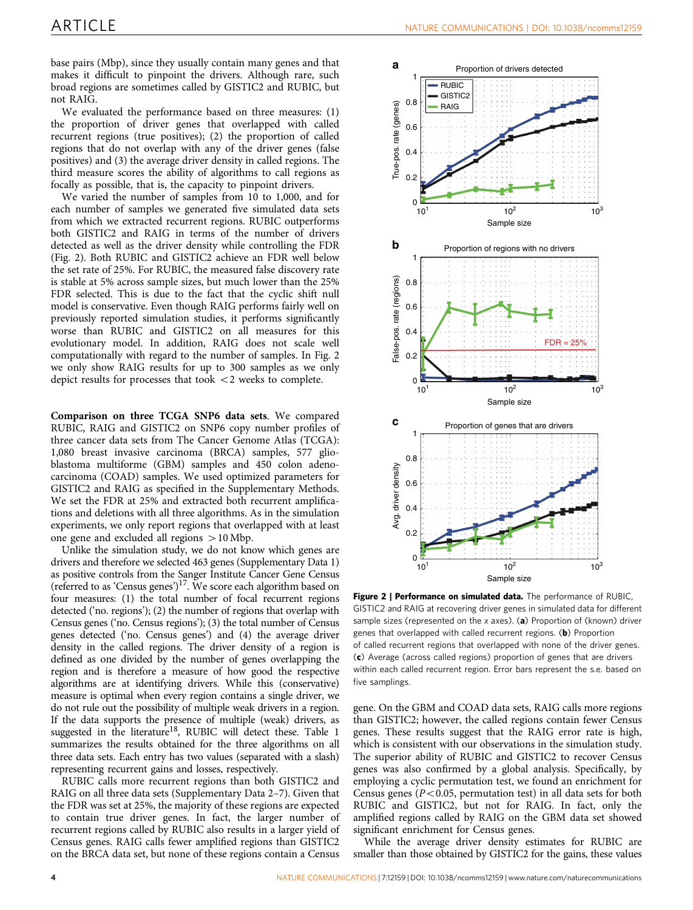base pairs (Mbp), since they usually contain many genes and that makes it difficult to pinpoint the drivers. Although rare, such broad regions are sometimes called by GISTIC2 and RUBIC, but not RAIG.

We evaluated the performance based on three measures: (1) the proportion of driver genes that overlapped with called recurrent regions (true positives); (2) the proportion of called regions that do not overlap with any of the driver genes (false positives) and (3) the average driver density in called regions. The third measure scores the ability of algorithms to call regions as focally as possible, that is, the capacity to pinpoint drivers.

We varied the number of samples from 10 to 1,000, and for each number of samples we generated five simulated data sets from which we extracted recurrent regions. RUBIC outperforms both GISTIC2 and RAIG in terms of the number of drivers detected as well as the driver density while controlling the FDR (Fig. 2). Both RUBIC and GISTIC2 achieve an FDR well below the set rate of 25%. For RUBIC, the measured false discovery rate is stable at 5% across sample sizes, but much lower than the 25% FDR selected. This is due to the fact that the cyclic shift null model is conservative. Even though RAIG performs fairly well on previously reported simulation studies, it performs significantly worse than RUBIC and GISTIC2 on all measures for this evolutionary model. In addition, RAIG does not scale well computationally with regard to the number of samples. In Fig. 2 we only show RAIG results for up to 300 samples as we only depict results for processes that took <2 weeks to complete.

**Comparison on three TCGA SNP6 data sets**. We compared RUBIC, RAIG and GISTIC2 on SNP6 copy number profiles of three cancer data sets from The Cancer Genome Atlas (TCGA): 1,080 breast invasive carcinoma (BRCA) samples, 577 glioblastoma multiforme (GBM) samples and 450 colon adenocarcinoma (COAD) samples. We used optimized parameters for GISTIC2 and RAIG as specified in the Supplementary Methods. We set the FDR at 25% and extracted both recurrent amplifications and deletions with all three algorithms. As in the simulation experiments, we only report regions that overlapped with at least one gene and excluded all regions >10 Mbp.

Unlike the simulation study, we do not know which genes are drivers and therefore we selected 463 genes (Supplementary Data 1) as positive controls from the Sanger Institute Cancer Gene Census (referred to as 'Census genes')[17]. We score each algorithm based on four measures: (1) the total number of focal recurrent regions detected ('no. regions'); (2) the number of regions that overlap with Census genes ('no. Census regions'); (3) the total number of Census genes detected ('no. Census genes') and (4) the average driver density in the called regions. The driver density of a region is defined as one divided by the number of genes overlapping the region and is therefore a measure of how good the respective algorithms are at identifying drivers. While this (conservative) measure is optimal when every region contains a single driver, we do not rule out the possibility of multiple weak drivers in a region. If the data supports the presence of multiple (weak) drivers, as suggested in the literature[18], RUBIC will detect these. Table 1 summarizes the results obtained for the three algorithms on all three data sets. Each entry has two values (separated with a slash) representing recurrent gains and losses, respectively.

RUBIC calls more recurrent regions than both GISTIC2 and RAIG on all three data sets (Supplementary Data 2–7). Given that the FDR was set at 25%, the majority of these regions are expected to contain true driver genes. In fact, the larger number of recurrent regions called by RUBIC also results in a larger yield of Census genes. RAIG calls fewer amplified regions than GISTIC2 on the BRCA data set, but none of these regions contain a Census gene. On the GBM and COAD data sets, RAIG calls more regions than GISTIC2; however, the called regions contain fewer Census genes. These results suggest that the RAIG error rate is high, which is consistent with our observations in the simulation study. The superior ability of RUBIC and GISTIC2 to recover Census genes was also confirmed by a global analysis. Specifically, by employing a cyclic permutation test, we found an enrichment for Census genes ($P<0.05$, permutation test) in all data sets for both RUBIC and GISTIC2, but not for RAIG. In fact, only the amplified regions called by RAIG on the GBM data set showed significant enrichment for Census genes.

While the average driver density estimates for RUBIC are smaller than those obtained by GISTIC2 for the gains, these values

**Figure 2 | Performance on simulated data.** The performance of RUBIC, GISTIC2 and RAIG at recovering driver genes in simulated data for different sample sizes (represented on the x axes). (**a**) Proportion of (known) driver genes that overlapped with called recurrent regions. (**b**) Proportion of called recurrent regions that overlapped with none of the driver genes. (**c**) Average (across called regions) proportion of genes that are drivers within each called recurrent region. Error bars represent the s.e. based on five samplings.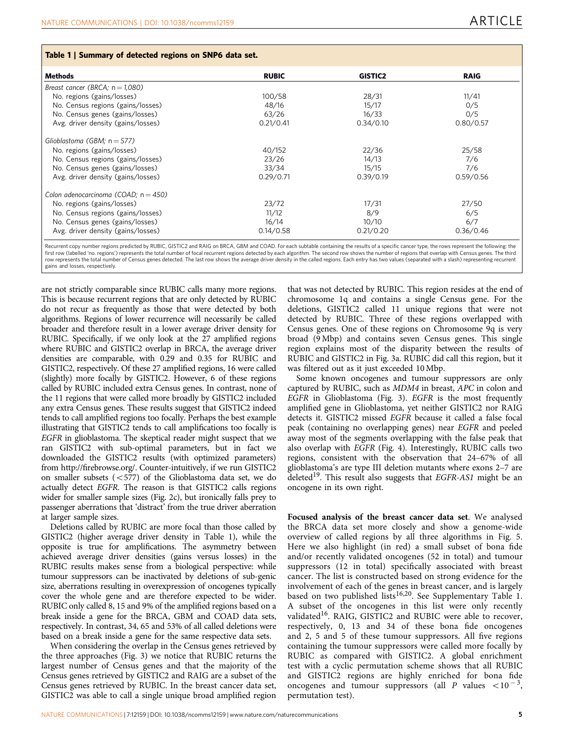**Table 1 | Summary of detected regions on SNP6 data set.**

| Methods | RUBIC | GISTIC2 | RAIG |
|---|---|---|---|
| *Breast cancer (BRCA; n = 1,080)* | | | |
| No. regions (gains/losses) | 100/58 | 28/31 | 11/41 |
| No. Census regions (gains/losses) | 48/16 | 15/17 | 0/5 |
| No. Census genes (gains/losses) | 63/26 | 16/33 | 0/5 |
| Avg. driver density (gains/losses) | 0.21/0.41 | 0.34/0.10 | 0.80/0.57 |
| *Glioblastoma (GBM; n = 577)* | | | |
| No. regions (gains/losses) | 40/152 | 22/36 | 25/58 |
| No. Census regions (gains/losses) | 23/26 | 14/13 | 7/6 |
| No. Census genes (gains/losses) | 33/34 | 15/15 | 7/6 |
| Avg. driver density (gains/losses) | 0.29/0.71 | 0.39/0.19 | 0.59/0.56 |
| *Colon adenocarcinoma (COAD; n = 450)* | | | |
| No. regions (gains/losses) | 23/72 | 17/31 | 27/50 |
| No. Census regions (gains/losses) | 11/12 | 8/9 | 6/5 |
| No. Census genes (gains/losses) | 16/14 | 10/10 | 6/7 |
| Avg. driver density (gains/losses) | 0.14/0.58 | 0.21/0.20 | 0.36/0.46 |

Recurrent copy number regions predicted by RUBIC, GISTIC2 and RAIG on BRCA, GBM and COAD. For each subtable containing the results of a specific cancer type, the rows represent the following: the first row (labelled 'no. regions') represents the total number of focal recurrent regions detected by each algorithm. The second row shows the number of regions that overlap with Census genes. The third row represents the total number of Census genes detected. The last row shows the average driver density in the called regions. Each entry has two values (separated with a slash) representing recurrent gains and losses, respectively.

are not strictly comparable since RUBIC calls many more regions. This is because recurrent regions that are only detected by RUBIC do not recur as frequently as those that were detected by both algorithms. Regions of lower recurrence will necessarily be called broader and therefore result in a lower average driver density for RUBIC. Specifically, if we only look at the 27 amplified regions where RUBIC and GISTIC2 overlap in BRCA, the average driver densities are comparable, with 0.29 and 0.35 for RUBIC and GISTIC2, respectively. Of these 27 amplified regions, 16 were called (slightly) more focally by GISTIC2. However, 6 of these regions called by RUBIC included extra Census genes. In contrast, none of the 11 regions that were called more broadly by GISTIC2 included any extra Census genes. These results suggest that GISTIC2 indeed tends to call amplified regions too focally. Perhaps the best example illustrating that GISTIC2 tends to call amplifications too focally is *EGFR* in glioblastoma. The skeptical reader might suspect that we ran GISTIC2 with sub-optimal parameters, but in fact we downloaded the GISTIC2 results (with optimized parameters) from http://firebrowse.org/. Counter-intuitively, if we run GISTIC2 on smaller subsets (<577) of the Glioblastoma data set, we do actually detect *EGFR*. The reason is that GISTIC2 calls regions wider for smaller sample sizes (Fig. 2c), but ironically falls prey to passenger aberrations that 'distract' from the true driver aberration at larger sample sizes.

Deletions called by RUBIC are more focal than those called by GISTIC2 (higher average driver density in Table 1), while the opposite is true for amplifications. The asymmetry between achieved average driver densities (gains versus losses) in the RUBIC results makes sense from a biological perspective: while tumour suppressors can be inactivated by deletions of sub-genic size, aberrations resulting in overexpression of oncogenes typically cover the whole gene and are therefore expected to be wider. RUBIC only called 8, 15 and 9% of the amplified regions based on a break inside a gene for the BRCA, GBM and COAD data sets, respectively. In contrast, 34, 65 and 53% of all called deletions were based on a break inside a gene for the same respective data sets.

When considering the overlap in the Census genes retrieved by the three approaches (Fig. 3) we notice that RUBIC returns the largest number of Census genes and that the majority of the Census genes retrieved by GISTIC2 and RAIG are a subset of the Census genes retrieved by RUBIC. In the breast cancer data set, GISTIC2 was able to call a single unique broad amplified region that was not detected by RUBIC. This region resides at the end of chromosome 1q and contains a single Census gene. For the deletions, GISTIC2 called 11 unique regions that were not detected by RUBIC. Three of these regions overlapped with Census genes. One of these regions on Chromosome 9q is very broad (9 Mbp) and contains seven Census genes. This single region explains most of the disparity between the results of RUBIC and GISTIC2 in Fig. 3a. RUBIC did call this region, but it was filtered out as it just exceeded 10 Mbp.

Some known oncogenes and tumour suppressors are only captured by RUBIC, such as *MDM4* in breast, *APC* in colon and *EGFR* in Glioblastoma (Fig. 3). *EGFR* is the most frequently amplified gene in Glioblastoma, yet neither GISTIC2 nor RAIG detects it. GISTIC2 missed *EGFR* because it called a false focal peak (containing no overlapping genes) near *EGFR* and peeled away most of the segments overlapping with the false peak that also overlap with *EGFR* (Fig. 4). Interestingly, RUBIC calls two regions, consistent with the observation that 24–67% of all glioblastoma's are type III deletion mutants where exons 2–7 are deleted[19]. This result also suggests that *EGFR-AS1* might be an oncogene in its own right.

**Focused analysis of the breast cancer data set**. We analysed the BRCA data set more closely and show a genome-wide overview of called regions by all three algorithms in Fig. 5. Here we also highlight (in red) a small subset of bona fide and/or recently validated oncogenes (52 in total) and tumour suppressors (12 in total) specifically associated with breast cancer. The list is constructed based on strong evidence for the involvement of each of the genes in breast cancer, and is largely based on two published lists[16,20]. See Supplementary Table 1. A subset of the oncogenes in this list were only recently validated[16]. RAIG, GISTIC2 and RUBIC were able to recover, respectively, 0, 13 and 34 of these bona fide oncogenes and 2, 5 and 5 of these tumour suppressors. All five regions containing the tumour suppressors were called more focally by RUBIC as compared with GISTIC2. A global enrichment test with a cyclic permutation scheme shows that all RUBIC and GISTIC2 regions are highly enriched for bona fide oncogenes and tumour suppressors (all $P$ values $<10^{-3}$, permutation test).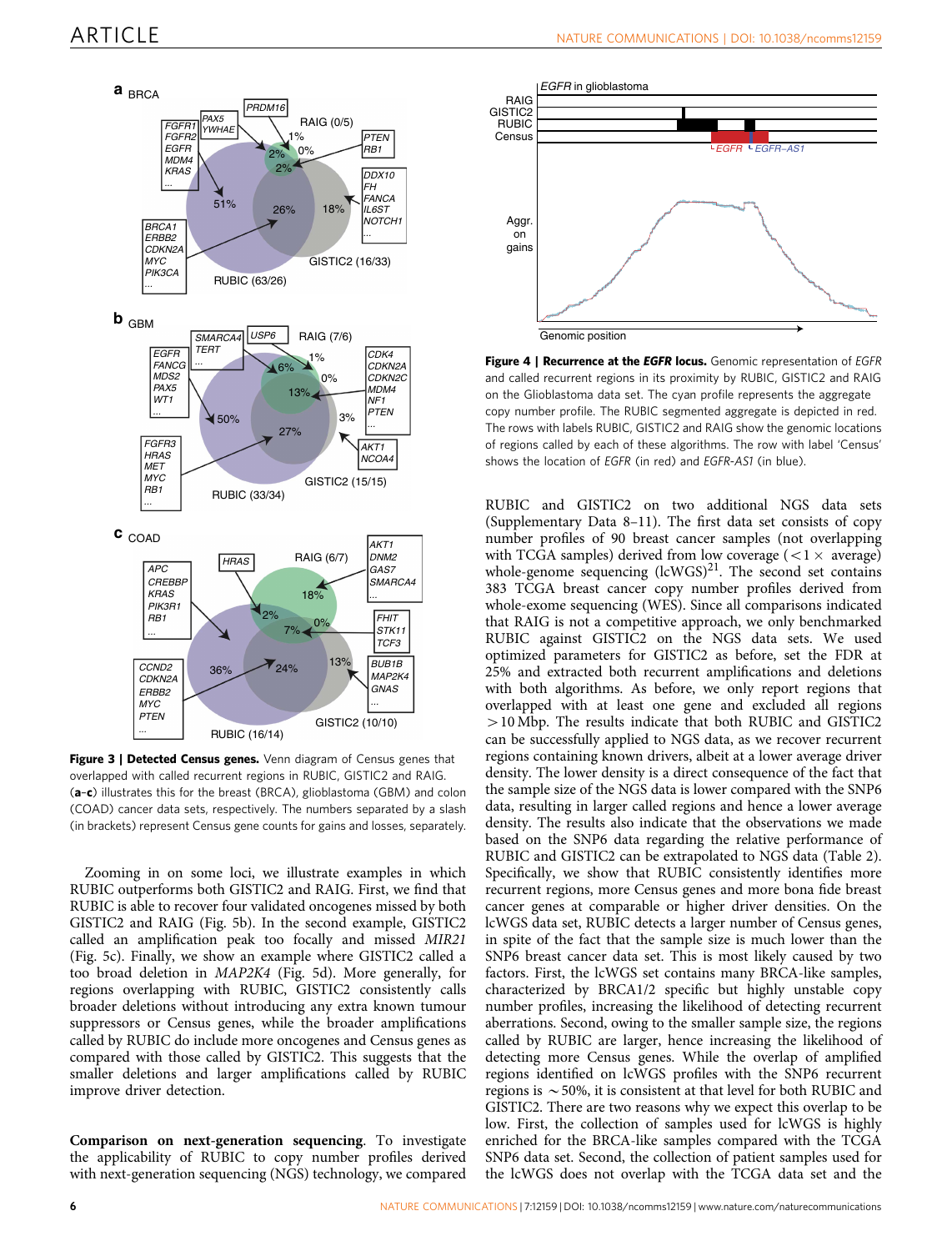**Figure 3 | Detected Census genes.** Venn diagram of Census genes that overlapped with called recurrent regions in RUBIC, GISTIC2 and RAIG. (**a**–**c**) illustrates this for the breast (BRCA), glioblastoma (GBM) and colon (COAD) cancer data sets, respectively. The numbers separated by a slash (in brackets) represent Census gene counts for gains and losses, separately.

**Figure 4 | Recurrence at the *EGFR* locus.** Genomic representation of *EGFR* and called recurrent regions in its proximity by RUBIC, GISTIC2 and RAIG on the Glioblastoma data set. The cyan profile represents the aggregate copy number profile. The RUBIC segmented aggregate is depicted in red. The rows with labels RUBIC, GISTIC2 and RAIG show the genomic locations of regions called by each of these algorithms. The row with label 'Census' shows the location of *EGFR* (in red) and *EGFR-AS1* (in blue).

Zooming in on some loci, we illustrate examples in which RUBIC outperforms both GISTIC2 and RAIG. First, we find that RUBIC is able to recover four validated oncogenes missed by both GISTIC2 and RAIG (Fig. 5b). In the second example, GISTIC2 called an amplification peak too focally and missed *MIR21* (Fig. 5c). Finally, we show an example where GISTIC2 called a too broad deletion in *MAP2K4* (Fig. 5d). More generally, for regions overlapping with RUBIC, GISTIC2 consistently calls broader deletions without introducing any extra known tumour suppressors or Census genes, while the broader amplifications called by RUBIC do include more oncogenes and Census genes as compared with those called by GISTIC2. This suggests that the smaller deletions and larger amplifications called by RUBIC improve driver detection.

**Comparison on next-generation sequencing**. To investigate the applicability of RUBIC to copy number profiles derived with next-generation sequencing (NGS) technology, we compared RUBIC and GISTIC2 on two additional NGS data sets (Supplementary Data 8–11). The first data set consists of copy number profiles of 90 breast cancer samples (not overlapping with TCGA samples) derived from low coverage ($<1\times$ average) whole-genome sequencing (lcWGS)[21]. The second set contains 383 TCGA breast cancer copy number profiles derived from whole-exome sequencing (WES). Since all comparisons indicated that RAIG is not a competitive approach, we only benchmarked RUBIC against GISTIC2 on the NGS data sets. We used optimized parameters for GISTIC2 as before, set the FDR at 25% and extracted both recurrent amplifications and deletions with both algorithms. As before, we only report regions that overlapped with at least one gene and excluded all regions $>10$ Mbp. The results indicate that both RUBIC and GISTIC2 can be successfully applied to NGS data, as we recover recurrent regions containing known drivers, albeit at a lower average driver density. The lower density is a direct consequence of the fact that the sample size of the NGS data is lower compared with the SNP6 data, resulting in larger called regions and hence a lower average density. The results also indicate that the observations we made based on the SNP6 data regarding the relative performance of RUBIC and GISTIC2 can be extrapolated to NGS data (Table 2). Specifically, we show that RUBIC consistently identifies more recurrent regions, more Census genes and more bona fide breast cancer genes at comparable or higher driver densities. On the lcWGS data set, RUBIC detects a larger number of Census genes, in spite of the fact that the sample size is much lower than the SNP6 breast cancer data set. This is most likely caused by two factors. First, the lcWGS set contains many BRCA-like samples, characterized by BRCA1/2 specific but highly unstable copy number profiles, increasing the likelihood of detecting recurrent aberrations. Second, owing to the smaller sample size, the regions called by RUBIC are larger, hence increasing the likelihood of detecting more Census genes. While the overlap of amplified regions identified on lcWGS profiles with the SNP6 recurrent regions is $\sim 50\%$, it is consistent at that level for both RUBIC and GISTIC2. There are two reasons why we expect this overlap to be low. First, the collection of samples used for lcWGS is highly enriched for the BRCA-like samples compared with the TCGA SNP6 data set. Second, the collection of patient samples used for the lcWGS does not overlap with the TCGA data set and the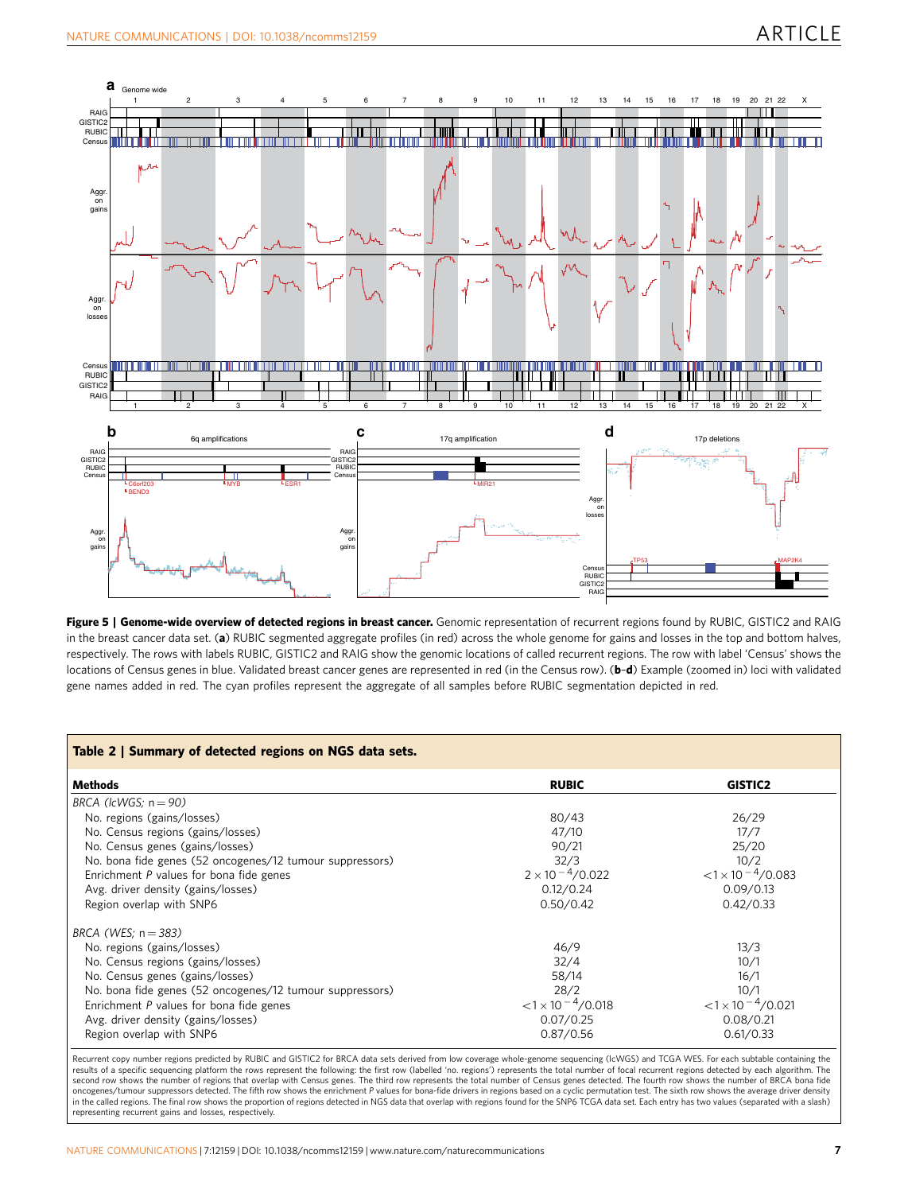**Figure 5 | Genome-wide overview of detected regions in breast cancer.** Genomic representation of recurrent regions found by RUBIC, GISTIC2 and RAIG in the breast cancer data set. (**a**) RUBIC segmented aggregate profiles (in red) across the whole genome for gains and losses in the top and bottom halves, respectively. The rows with labels RUBIC, GISTIC2 and RAIG show the genomic locations of called recurrent regions. The row with label 'Census' shows the locations of Census genes in blue. Validated breast cancer genes are represented in red (in the Census row). (**b**–**d**) Example (zoomed in) loci with validated gene names added in red. The cyan profiles represent the aggregate of all samples before RUBIC segmentation depicted in red.

**Table 2 | Summary of detected regions on NGS data sets.**

| Methods | RUBIC | GISTIC2 |
|---|---|---|
| *BRCA (lcWGS; n = 90)* | | |
| No. regions (gains/losses) | 80/43 | 26/29 |
| No. Census regions (gains/losses) | 47/10 | 17/7 |
| No. Census genes (gains/losses) | 90/21 | 25/20 |
| No. bona fide genes (52 oncogenes/12 tumour suppressors) | 32/3 | 10/2 |
| Enrichment *P* values for bona fide genes | $2\times10^{-4}$/0.022 | $<1\times10^{-4}$/0.083 |
| Avg. driver density (gains/losses) | 0.12/0.24 | 0.09/0.13 |
| Region overlap with SNP6 | 0.50/0.42 | 0.42/0.33 |
| *BRCA (WES; n = 383)* | | |
| No. regions (gains/losses) | 46/9 | 13/3 |
| No. Census regions (gains/losses) | 32/4 | 10/1 |
| No. Census genes (gains/losses) | 58/14 | 16/1 |
| No. bona fide genes (52 oncogenes/12 tumour suppressors) | 28/2 | 10/1 |
| Enrichment *P* values for bona fide genes | $<1\times10^{-4}$/0.018 | $<1\times10^{-4}$/0.021 |
| Avg. driver density (gains/losses) | 0.07/0.25 | 0.08/0.21 |
| Region overlap with SNP6 | 0.87/0.56 | 0.61/0.33 |

Recurrent copy number regions predicted by RUBIC and GISTIC2 for BRCA data sets derived from low coverage whole-genome sequencing (lcWGS) and TCGA WES. For each subtable containing the results of a specific sequencing platform the rows represent the following: the first row (labelled 'no. regions') represents the total number of focal recurrent regions detected by each algorithm. The second row shows the number of regions that overlap with Census genes. The third row represents the total number of Census genes detected. The fourth row shows the number of BRCA bona fide oncogenes/tumour suppressors detected. The fifth row shows the enrichment *P* values for bona-fide drivers in regions based on a cyclic permutation test. The sixth row shows the average driver density in the called regions. The final row shows the proportion of regions detected in NGS data that overlap with regions found for the SNP6 TCGA data set. Each entry has two values (separated with a slash) representing recurrent gains and losses, respectively.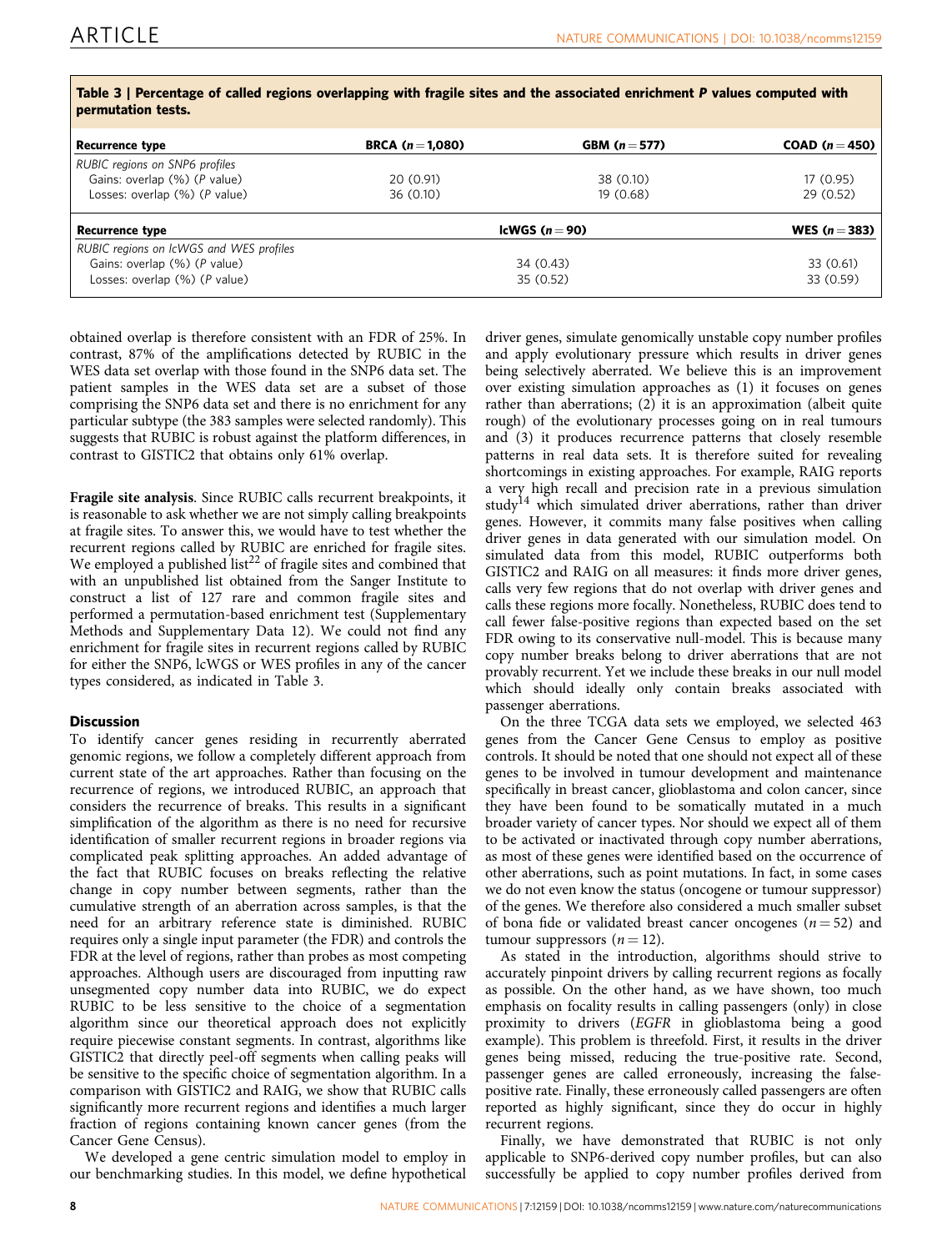**Table 3 | Percentage of called regions overlapping with fragile sites and the associated enrichment *P* values computed with permutation tests.**

| Recurrence type | BRCA ($n$ = 1,080) | GBM ($n$ = 577) | COAD ($n$ = 450) |
|---|---|---|---|
| *RUBIC regions on SNP6 profiles* | | | |
| Gains: overlap (%) (*P* value) | 20 (0.91) | 38 (0.10) | 17 (0.95) |
| Losses: overlap (%) (*P* value) | 36 (0.10) | 19 (0.68) | 29 (0.52) |
| **Recurrence type** | | **lcWGS ($n$ = 90)** | **WES ($n$ = 383)** |
| *RUBIC regions on lcWGS and WES profiles* | | | |
| Gains: overlap (%) (*P* value) | | 34 (0.43) | 33 (0.61) |
| Losses: overlap (%) (*P* value) | | 35 (0.52) | 33 (0.59) |

obtained overlap is therefore consistent with an FDR of 25%. In contrast, 87% of the amplifications detected by RUBIC in the WES data set overlap with those found in the SNP6 data set. The patient samples in the WES data set are a subset of those comprising the SNP6 data set and there is no enrichment for any particular subtype (the 383 samples were selected randomly). This suggests that RUBIC is robust against the platform differences, in contrast to GISTIC2 that obtains only 61% overlap.

**Fragile site analysis**. Since RUBIC calls recurrent breakpoints, it is reasonable to ask whether we are not simply calling breakpoints at fragile sites. To answer this, we would have to test whether the recurrent regions called by RUBIC are enriched for fragile sites. We employed a published list[22] of fragile sites and combined that with an unpublished list obtained from the Sanger Institute to construct a list of 127 rare and common fragile sites and performed a permutation-based enrichment test (Supplementary Methods and Supplementary Data 12). We could not find any enrichment for fragile sites in recurrent regions called by RUBIC for either the SNP6, lcWGS or WES profiles in any of the cancer types considered, as indicated in Table 3.

## Discussion

To identify cancer genes residing in recurrently aberrated genomic regions, we follow a completely different approach from current state of the art approaches. Rather than focusing on the recurrence of regions, we introduced RUBIC, an approach that considers the recurrence of breaks. This results in a significant simplification of the algorithm as there is no need for recursive identification of smaller recurrent regions in broader regions via complicated peak splitting approaches. An added advantage of the fact that RUBIC focuses on breaks reflecting the relative change in copy number between segments, rather than the cumulative strength of an aberration across samples, is that the need for an arbitrary reference state is diminished. RUBIC requires only a single input parameter (the FDR) and controls the FDR at the level of regions, rather than probes as most competing approaches. Although users are discouraged from inputting raw unsegmented copy number data into RUBIC, we do expect RUBIC to be less sensitive to the choice of a segmentation algorithm since our theoretical approach does not explicitly require piecewise constant segments. In contrast, algorithms like GISTIC2 that directly peel-off segments when calling peaks will be sensitive to the specific choice of segmentation algorithm. In a comparison with GISTIC2 and RAIG, we show that RUBIC calls significantly more recurrent regions and identifies a much larger fraction of regions containing known cancer genes (from the Cancer Gene Census).

We developed a gene centric simulation model to employ in our benchmarking studies. In this model, we define hypothetical driver genes, simulate genomically unstable copy number profiles and apply evolutionary pressure which results in driver genes being selectively aberrated. We believe this is an improvement over existing simulation approaches as (1) it focuses on genes rather than aberrations; (2) it is an approximation (albeit quite rough) of the evolutionary processes going on in real tumours and (3) it produces recurrence patterns that closely resemble patterns in real data sets. It is therefore suited for revealing shortcomings in existing approaches. For example, RAIG reports a very high recall and precision rate in a previous simulation study[14] which simulated driver aberrations, rather than driver genes. However, it commits many false positives when calling driver genes in data generated with our simulation model. On simulated data from this model, RUBIC outperforms both GISTIC2 and RAIG on all measures: it finds more driver genes, calls very few regions that do not overlap with driver genes and calls these regions more focally. Nonetheless, RUBIC does tend to call fewer false-positive regions than expected based on the set FDR owing to its conservative null-model. This is because many copy number breaks belong to driver aberrations that are not provably recurrent. Yet we include these breaks in our null model which should ideally only contain breaks associated with passenger aberrations.

On the three TCGA data sets we employed, we selected 463 genes from the Cancer Gene Census to employ as positive controls. It should be noted that one should not expect all of these genes to be involved in tumour development and maintenance specifically in breast cancer, glioblastoma and colon cancer, since they have been found to be somatically mutated in a much broader variety of cancer types. Nor should we expect all of them to be activated or inactivated through copy number aberrations, as most of these genes were identified based on the occurrence of other aberrations, such as point mutations. In fact, in some cases we do not even know the status (oncogene or tumour suppressor) of the genes. We therefore also considered a much smaller subset of bona fide or validated breast cancer oncogenes ($n$ = 52) and tumour suppressors ($n$ = 12).

As stated in the introduction, algorithms should strive to accurately pinpoint drivers by calling recurrent regions as focally as possible. On the other hand, as we have shown, too much emphasis on focality results in calling passengers (only) in close proximity to drivers (*EGFR* in glioblastoma being a good example). This problem is threefold. First, it results in the driver genes being missed, reducing the true-positive rate. Second, passenger genes are called erroneously, increasing the false-positive rate. Finally, these erroneously called passengers are often reported as highly significant, since they do occur in highly recurrent regions.

Finally, we have demonstrated that RUBIC is not only applicable to SNP6-derived copy number profiles, but can also successfully be applied to copy number profiles derived from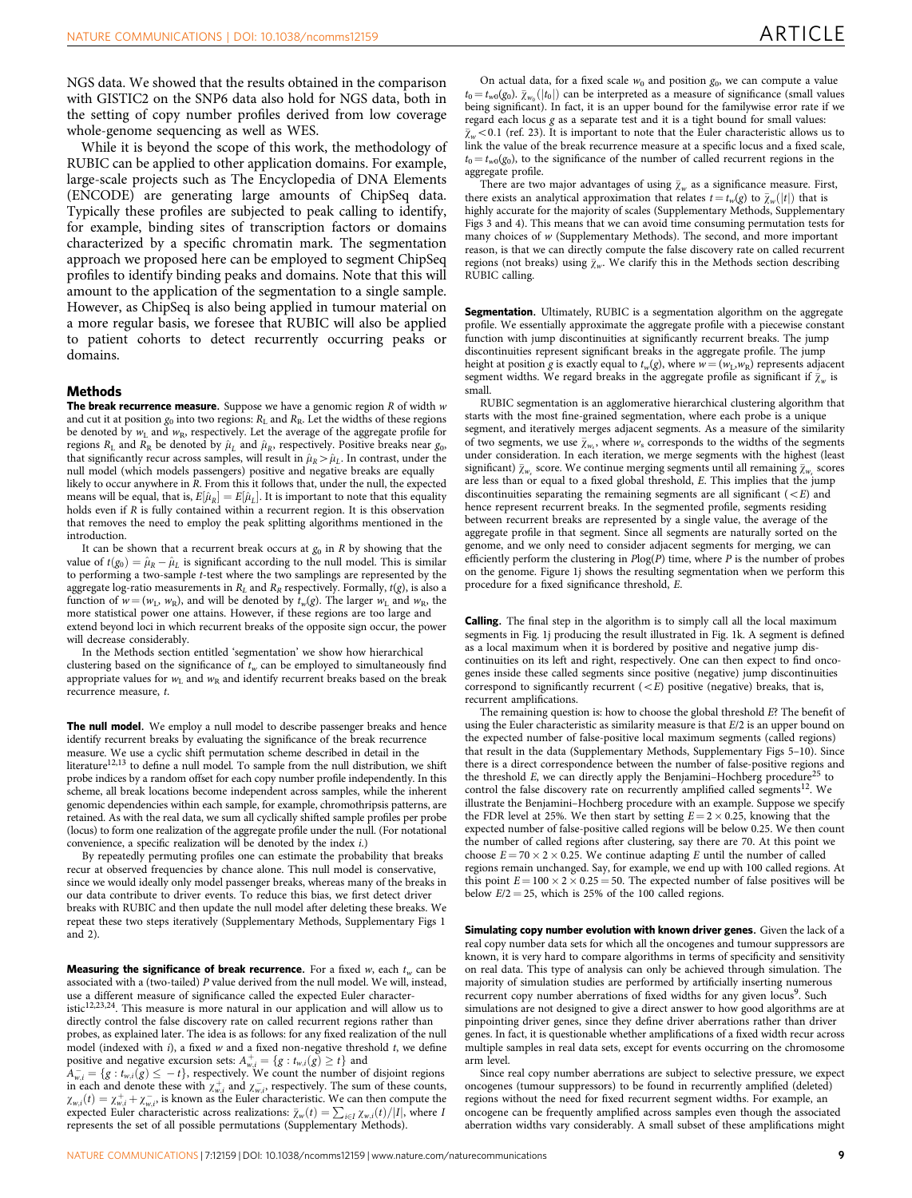NGS data. We showed that the results obtained in the comparison with GISTIC2 on the SNP6 data also hold for NGS data, both in the setting of copy number profiles derived from low coverage whole-genome sequencing as well as WES.

While it is beyond the scope of this work, the methodology of RUBIC can be applied to other application domains. For example, large-scale projects such as The Encyclopedia of DNA Elements (ENCODE) are generating large amounts of ChipSeq data. Typically these profiles are subjected to peak calling to identify, for example, binding sites of transcription factors or domains characterized by a specific chromatin mark. The segmentation approach we proposed here can be employed to segment ChipSeq profiles to identify binding peaks and domains. Note that this will amount to the application of the segmentation to a single sample. However, as ChipSeq is also being applied in tumour material on a more regular basis, we foresee that RUBIC will also be applied to patient cohorts to detect recurrently occurring peaks or domains.

## Methods

**The break recurrence measure.** Suppose we have a genomic region $R$ of width $w$ and cut it at position $g_0$ into two regions: $R_L$ and $R_R$. Let the widths of these regions be denoted by $w_L$ and $w_R$, respectively. Let the average of the aggregate profile for regions $R_L$ and $R_R$ be denoted by $\hat{\mu}_L$ and $\hat{\mu}_R$, respectively. Positive breaks near $g_0$, that significantly recur across samples, will result in $\hat{\mu}_R > \hat{\mu}_L$. In contrast, under the null model (which models passenger) positive and negative breaks are equally likely to occur anywhere in $R$. From this it follows that, under the null, the expected means will be equal, that is, $E[\hat{\mu}_R] = E[\hat{\mu}_L]$. It is important to note that this equality holds even if $R$ is fully contained within a recurrent region. It is this observation that removes the need to employ the peak splitting algorithms mentioned in the introduction.

It can be shown that a recurrent break occurs at $g_0$ in $R$ by showing that the value of $t(g_0) = \hat{\mu}_R - \hat{\mu}_L$ is significant according to the null model. This is similar to performing a two-sample $t$-test where the two samplings are represented by the aggregate log-ratio measurements in $R_L$ and $R_R$ respectively. Formally, $t(g)$, is also a function of $w = (w_L, w_R)$, and will be denoted by $t_w(g)$. The larger $w_L$ and $w_R$, the more statistical power one attains. However, if these regions are too large and extend beyond loci in which recurrent breaks of the opposite sign occur, the power will decrease considerably.

In the Methods section entitled 'segmentation' we show how hierarchical clustering based on the significance of $t_w$ can be employed to simultaneously find appropriate values for $w_L$ and $w_R$ and identify recurrent breaks based on the break recurrence measure, $t$.

**The null model.** We employ a null model to describe passenger breaks and hence identify recurrent breaks by evaluating the significance of the break recurrence measure. We use a cyclic shift permutation scheme described in detail in the literature[12,13] to define a null model. To sample from the null distribution, we shift probe indices by a random offset for each copy number profile independently. In this scheme, all break locations become independent across samples, while the inherent genomic dependencies within each sample, for example, chromothripsis patterns, are retained. As with the real data, we sum all cyclically shifted sample profiles per probe (locus) to form one realization of the aggregate profile under the null. (For notational convenience, a specific realization will be denoted by the index $i$.)

By repeatedly permuting profiles one can estimate the probability that breaks recur at observed frequencies by chance alone. This null model is conservative, since we would ideally only model passenger breaks, whereas many of the breaks in our data contribute to driver events. To reduce this bias, we first detect driver breaks with RUBIC and then update the null model after deleting these breaks. We repeat these two steps iteratively (Supplementary Methods, Supplementary Figs 1 and 2).

**Measuring the significance of break recurrence.** For a fixed $w$, each $t_w$ can be associated with a (two-tailed) $P$ value derived from the null model. We will, instead, use a different measure of significance called the expected Euler characteristic[12,23,24]. This measure is more natural in our application and will allow us to directly control the false discovery rate on called recurrent regions rather than probes, as explained later. The idea is as follows: for any fixed realization of the null model (indexed with $i$), a fixed $w$ and a fixed non-negative threshold $t$, we define positive and negative excursion sets: $A^+_{w,i} = \{g : t_{w,i}(g) \geq t\}$ and $A^-_{w,i} = \{g : t_{w,i}(g) \leq -t\}$, respectively. We count the number of disjoint regions in each and denote these with $\chi^+_{w,i}$ and $\chi^-_{w,i}$, respectively. The sum of these counts, $\chi_{w,i}(t) = \chi^+_{w,i} + \chi^-_{w,i}$, is known as the Euler characteristic. We can then compute the expected Euler characteristic across realizations: $\bar{\chi}_w(t) = \sum_{i \in I} \chi_{w,i}(t)/|I|$, where $I$ represents the set of all possible permutations (Supplementary Methods).

On actual data, for a fixed scale $w_0$ and position $g_0$, we can compute a value $t_0 = t_{w0}(g_0)$. $\bar{\chi}_{w_0}(|t_0|)$ can be interpreted as a measure of significance (small values being significant). In fact, it is an upper bound for the familywise error rate if we regard each locus $g$ as a separate test and it is a tight bound for small values: $\bar{\chi}_w < 0.1$ (ref. 23). It is important to note that the Euler characteristic allows us to link the value of the break recurrence measure at a specific locus and a fixed scale, $t_0 = t_{w0}(g_0)$, to the significance of the number of called recurrent regions in the aggregate profile.

There are two major advantages of using $\bar{\chi}_w$ as a significance measure. First, there exists an analytical approximation that relates $t = t_w(g)$ to $\bar{\chi}_w(|t|)$ that is highly accurate for the majority of scales (Supplementary Methods, Supplementary Figs 3 and 4). This means that we can avoid time consuming permutation tests for many choices of $w$ (Supplementary Methods). The second, and more important reason, is that we can directly compute the false discovery rate on called recurrent regions (not breaks) using $\bar{\chi}_w$. We clarify this in the Methods section describing RUBIC calling.

**Segmentation.** Ultimately, RUBIC is a segmentation algorithm on the aggregate profile. We essentially approximate the aggregate profile with a piecewise constant function with jump discontinuities at significantly recurrent breaks. The jump discontinuities represent significant breaks in the aggregate profile. The jump height at position $g$ is exactly equal to $t_w(g)$, where $w = (w_L, w_R)$ represents adjacent segment widths. We regard breaks in the aggregate profile as significant if $\bar{\chi}_w$ is small.

RUBIC segmentation is an agglomerative hierarchical clustering algorithm that starts with the most fine-grained segmentation, where each probe is a unique segment, and iteratively merges adjacent segments. As a measure of the similarity of two segments, we use $\bar{\chi}_{w_s}$, where $w_s$ corresponds to the widths of the segments under consideration. In each iteration, we merge segments with the highest (least significant) $\bar{\chi}_{w_s}$ score. We continue merging segments until all remaining $\bar{\chi}_{w_s}$ scores are less than or equal to a fixed global threshold, $E$. This implies that the jump discontinuities separating the remaining segments are all significant ($<E$) and hence represent recurrent breaks. In the segmented profile, segments residing between recurrent breaks are represented by a single value, the average of the aggregate profile in that segment. Since all segments are naturally sorted on the genome, and we only need to consider adjacent segments for merging, we can efficiently perform the clustering in $P\log(P)$ time, where $P$ is the number of probes on the genome. Figure 1j shows the resulting segmentation when we perform this procedure for a fixed significance threshold, $E$.

**Calling.** The final step in the algorithm is to simply call all the local maximum segments in Fig. 1j producing the result illustrated in Fig. 1k. A segment is defined as a local maximum when it is bordered by positive and negative jump discontinuities on its left and right, respectively. One can then expect to find oncogenes inside these called segments since positive (negative) jump discontinuities correspond to significantly recurrent ($<E$) positive (negative) breaks, that is, recurrent amplifications.

The remaining question is: how to choose the global threshold $E$? The benefit of using the Euler characteristic as similarity measure is that $E/2$ is an upper bound on the expected number of false-positive local maximum segments (called regions) that result in the data (Supplementary Methods, Supplementary Figs 5–10). Since there is a direct correspondence between the number of false-positive regions and the threshold $E$, we can directly apply the Benjamini–Hochberg procedure[25] to control the false discovery rate on recurrently amplified called segments[12]. We illustrate the Benjamini–Hochberg procedure with an example. Suppose we specify the FDR level at 25%. We then start by setting $E = 2 \times 0.25$, knowing that the expected number of false-positive called regions will be below 0.25. We then count the number of called regions after clustering, say there are 70. At this point we choose $E = 70 \times 2 \times 0.25$. We continue adapting $E$ until the number of called regions remain unchanged. Say, for example, we end up with 100 called regions. At this point $E = 100 \times 2 \times 0.25 = 50$. The expected number of false positives will be below $E/2 = 25$, which is 25% of the 100 called regions.

**Simulating copy number evolution with known driver genes.** Given the lack of a real copy number data sets for which all the oncogenes and tumour suppressors are known, it is very hard to compare algorithms in terms of specificity and sensitivity on real data. This type of analysis can only be achieved through simulation. The majority of simulation studies are performed by artificially inserting numerous recurrent copy number aberrations of fixed widths for any given locus[9]. Such simulations are not designed to give a direct answer to how good algorithms are at pinpointing driver genes, since they define driver aberrations rather than driver genes. In fact, it is questionable whether amplifications of a fixed width recur across multiple samples in real data sets, except for events occurring on the chromosome arm level.

Since real copy number aberrations are subject to selective pressure, we expect oncogenes (tumour suppressors) to be found in recurrently amplified (deleted) regions without the need for fixed recurrent segment widths. For example, an oncogene can be frequently amplified across samples even though the associated aberration widths vary considerably. A small subset of these amplifications might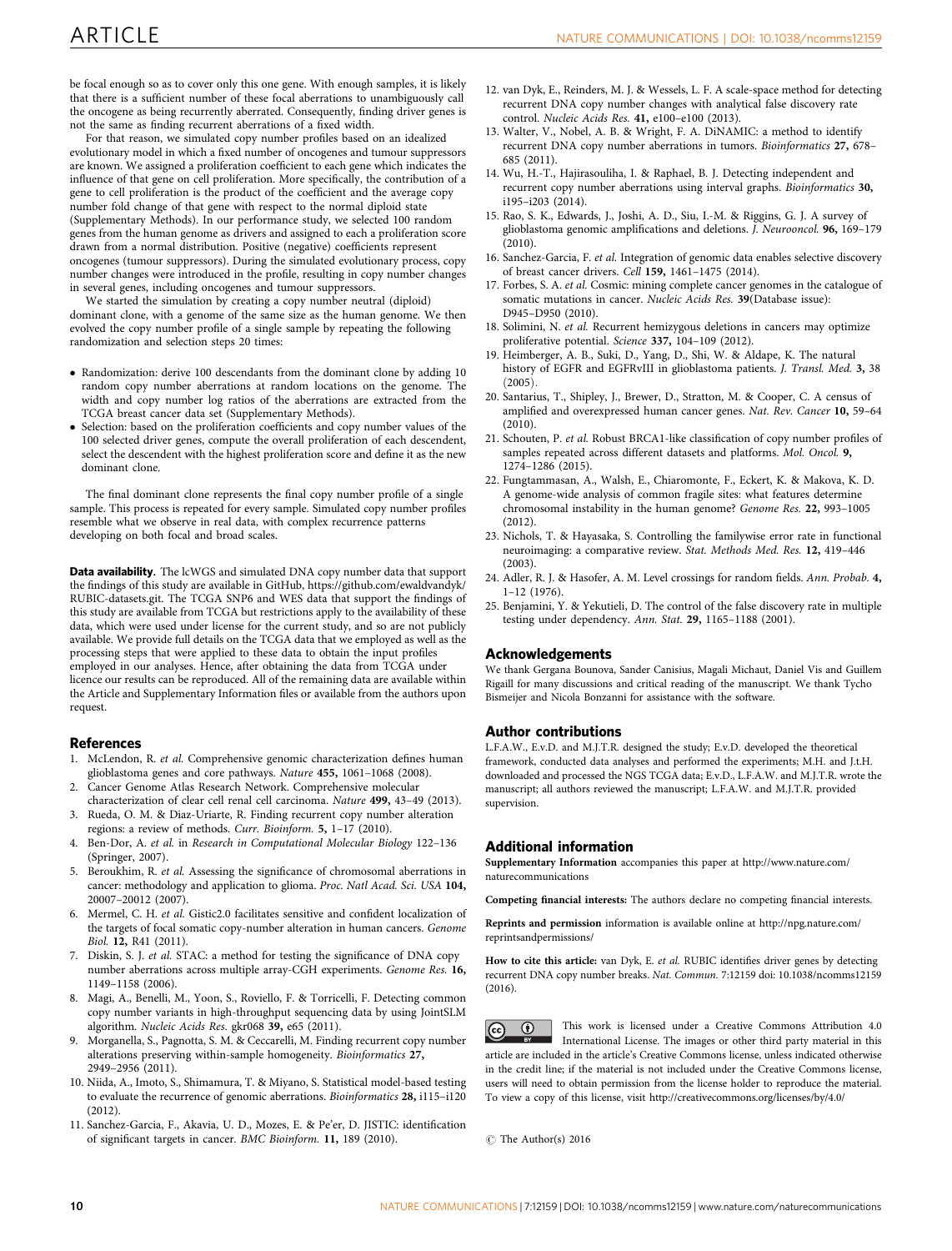be focal enough so as to cover only this one gene. With enough samples, it is likely that there is a sufficient number of these focal aberrations to unambiguously call the oncogene as being recurrently aberrated. Consequently, finding driver genes is not the same as finding recurrent aberrations of a fixed width.

For that reason, we simulated copy number profiles based on an idealized evolutionary model in which a fixed number of oncogenes and tumour suppressors are known. We assigned a proliferation coefficient to each gene which indicates the influence of that gene on cell proliferation. More specifically, the contribution of a gene to cell proliferation is the product of the coefficient and the average copy number fold change of that gene with respect to the normal diploid state (Supplementary Methods). In our performance study, we selected 100 random genes from the human genome as drivers and assigned to each a proliferation score drawn from a normal distribution. Positive (negative) coefficients represent oncogenes (tumour suppressors). During the simulated evolutionary process, copy number changes were introduced in the profile, resulting in copy number changes in several genes, including oncogenes and tumour suppressors.

We started the simulation by creating a copy number neutral (diploid) dominant clone, with a genome of the same size as the human genome. We then evolved the copy number profile of a single sample by repeating the following randomization and selection steps 20 times:

- Randomization: derive 100 descendants from the dominant clone by adding 10 random copy number aberrations at random locations on the genome. The width and copy number log ratios of the aberrations are extracted from the TCGA breast cancer data set (Supplementary Methods).
- Selection: based on the proliferation coefficients and copy number values of the 100 selected driver genes, compute the overall proliferation of each descendent, select the descendent with the highest proliferation score and define it as the new dominant clone.

The final dominant clone represents the final copy number profile of a single sample. This process is repeated for every sample. Simulated copy number profiles resemble what we observe in real data, with complex recurrence patterns developing on both focal and broad scales.

**Data availability.** The lcWGS and simulated DNA copy number data that support the findings of this study are available in GitHub, https://github.com/ewaldvandyk/RUBIC-datasets.git. The TCGA SNP6 and WES data that support the findings of this study are available from TCGA but restrictions apply to the availability of these data, which were used under license for the current study, and so are not publicly available. We provide full details on the TCGA data that we employed as well as the processing steps that were applied to these data to obtain the input profiles employed in our analyses. Hence, after obtaining the data from TCGA under licence our results can be reproduced. All of the remaining data are available within the Article and Supplementary Information files or available from the authors upon request.

## References

1. McLendon, R. *et al.* Comprehensive genomic characterization defines human glioblastoma genes and core pathways. *Nature* **455,** 1061–1068 (2008).
2. Cancer Genome Atlas Research Network. Comprehensive molecular characterization of clear cell renal cell carcinoma. *Nature* **499,** 43–49 (2013).
3. Rueda, O. M. & Diaz-Uriarte, R. Finding recurrent copy number alteration regions: a review of methods. *Curr. Bioinform.* **5,** 1–17 (2010).
4. Ben-Dor, A. *et al.* in *Research in Computational Molecular Biology* 122–136 (Springer, 2007).
5. Beroukhim, R. *et al.* Assessing the significance of chromosomal aberrations in cancer: methodology and application to glioma. *Proc. Natl Acad. Sci. USA* **104,** 20007–20012 (2007).
6. Mermel, C. H. *et al.* Gistic2.0 facilitates sensitive and confident localization of the targets of focal somatic copy-number alteration in human cancers. *Genome Biol.* **12,** R41 (2011).
7. Diskin, S. J. *et al.* STAC: a method for testing the significance of DNA copy number aberrations across multiple array-CGH experiments. *Genome Res.* **16,** 1149–1158 (2006).
8. Magi, A., Benelli, M., Yoon, S., Roviello, F. & Torricelli, F. Detecting common copy number variants in high-throughput sequencing data by using JointSLM algorithm. *Nucleic Acids Res.* gkr068 **39,** e65 (2011).
9. Morganella, S., Pagnotta, S. M. & Ceccarelli, M. Finding recurrent copy number alterations preserving within-sample homogeneity. *Bioinformatics* **27,** 2949–2956 (2011).
10. Niida, A., Imoto, S., Shimamura, T. & Miyano, S. Statistical model-based testing to evaluate the recurrence of genomic aberrations. *Bioinformatics* **28,** i115–i120 (2012).
11. Sanchez-Garcia, F., Akavia, U. D., Mozes, E. & Pe'er, D. JISTIC: identification of significant targets in cancer. *BMC Bioinform.* **11,** 189 (2010).
12. van Dyk, E., Reinders, M. J. & Wessels, L. F. A scale-space method for detecting recurrent DNA copy number changes with analytical false discovery rate control. *Nucleic Acids Res.* **41,** e100–e100 (2013).
13. Walter, V., Nobel, A. B. & Wright, F. A. DiNAMIC: a method to identify recurrent DNA copy number aberrations in tumors. *Bioinformatics* **27,** 678–685 (2011).
14. Wu, H.-T., Hajirasouliha, I. & Raphael, B. J. Detecting independent and recurrent copy number aberrations using interval graphs. *Bioinformatics* **30,** i195–i203 (2014).
15. Rao, S. K., Edwards, J., Joshi, A. D., Siu, I.-M. & Riggins, G. J. A survey of glioblastoma genomic amplifications and deletions. *J. Neurooncol.* **96,** 169–179 (2010).
16. Sanchez-Garcia, F. *et al.* Integration of genomic data enables selective discovery of breast cancer drivers. *Cell* **159,** 1461–1475 (2014).
17. Forbes, S. A. *et al.* Cosmic: mining complete cancer genomes in the catalogue of somatic mutations in cancer. *Nucleic Acids Res.* **39**(Database issue): D945–D950 (2010).
18. Solimini, N. *et al.* Recurrent hemizygous deletions in cancers may optimize proliferative potential. *Science* **337,** 104–109 (2012).
19. Heimberger, A. B., Suki, D., Yang, D., Shi, W. & Aldape, K. The natural history of EGFR and EGFRvIII in glioblastoma patients. *J. Transl. Med.* **3,** 38 (2005).
20. Santarius, T., Shipley, J., Brewer, D., Stratton, M. & Cooper, C. A census of amplified and overexpressed human cancer genes. *Nat. Rev. Cancer* **10,** 59–64 (2010).
21. Schouten, P. *et al.* Robust BRCA1-like classification of copy number profiles of samples repeated across different datasets and platforms. *Mol. Oncol.* **9,** 1274–1286 (2015).
22. Fungtammasan, A., Walsh, E., Chiaromonte, F., Eckert, K. & Makova, K. D. A genome-wide analysis of common fragile sites: what features determine chromosomal instability in the human genome? *Genome Res.* **22,** 993–1005 (2012).
23. Nichols, T. & Hayasaka, S. Controlling the familywise error rate in functional neuroimaging: a comparative review. *Stat. Methods Med. Res.* **12,** 419–446 (2003).
24. Adler, R. J. & Hasofer, A. M. Level crossings for random fields. *Ann. Probab.* **4,** 1–12 (1976).
25. Benjamini, Y. & Yekutieli, D. The control of the false discovery rate in multiple testing under dependency. *Ann. Stat.* **29,** 1165–1188 (2001).

## Acknowledgements

We thank Gergana Bounova, Sander Canisius, Magali Michaut, Daniel Vis and Guillem Rigaill for many discussions and critical reading of the manuscript. We thank Tycho Bismeijer and Nicola Bonzanni for assistance with the software.

## Author contributions

L.F.A.W., E.v.D. and M.J.T.R. designed the study; E.v.D. developed the theoretical framework, conducted data analyses and performed the experiments; M.H. and J.t.H. downloaded and processed the NGS TCGA data; E.v.D., L.F.A.W. and M.J.T.R. wrote the manuscript; all authors reviewed the manuscript; L.F.A.W. and M.J.T.R. provided supervision.

## Additional information

**Supplementary Information** accompanies this paper at http://www.nature.com/naturecommunications

**Competing financial interests:** The authors declare no competing financial interests.

**Reprints and permission** information is available online at http://npg.nature.com/reprintsandpermissions/

**How to cite this article:** van Dyk, E. *et al.* RUBIC identifies driver genes by detecting recurrent DNA copy number breaks. *Nat. Commun.* 7:12159 doi: 10.1038/ncomms12159 (2016).

This work is licensed under a Creative Commons Attribution 4.0 International License. The images or other third party material in this article are included in the article's Creative Commons license, unless indicated otherwise in the credit line; if the material is not included under the Creative Commons license, users will need to obtain permission from the license holder to reproduce the material. To view a copy of this license, visit http://creativecommons.org/licenses/by/4.0/

© The Author(s) 2016